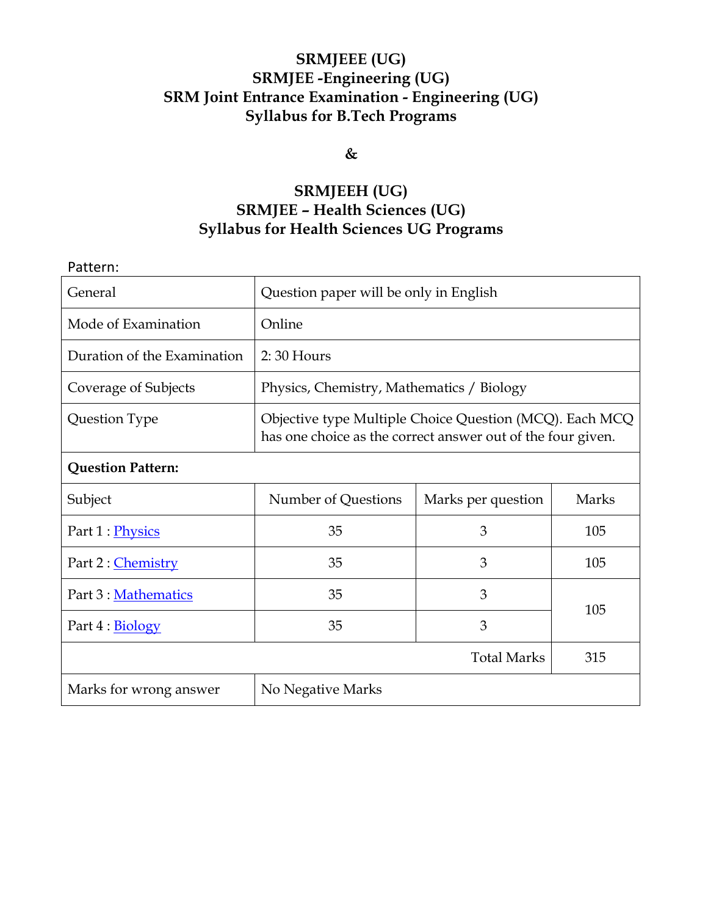# SRMJEEE (UG)
# SRMJEE -Engineering (UG)
# SRM Joint Entrance Examination - Engineering (UG)
# Syllabus for B.Tech Programs

**&**

# SRMJEEH (UG)
# SRMJEE – Health Sciences (UG)
# Syllabus for Health Sciences UG Programs

Pattern:

| General | Question paper will be only in English | | |
|---|---|---|---|
| Mode of Examination | Online | | |
| Duration of the Examination | 2: 30 Hours | | |
| Coverage of Subjects | Physics, Chemistry, Mathematics / Biology | | |
| Question Type | Objective type Multiple Choice Question (MCQ). Each MCQ has one choice as the correct answer out of the four given. | | |
| **Question Pattern:** | | | |
| Subject | Number of Questions | Marks per question | Marks |
| Part 1 : Physics | 35 | 3 | 105 |
| Part 2 : Chemistry | 35 | 3 | 105 |
| Part 3 : Mathematics | 35 | 3 | 105 |
| Part 4 : Biology | 35 | 3 | |
| | | Total Marks | 315 |
| Marks for wrong answer | No Negative Marks | | |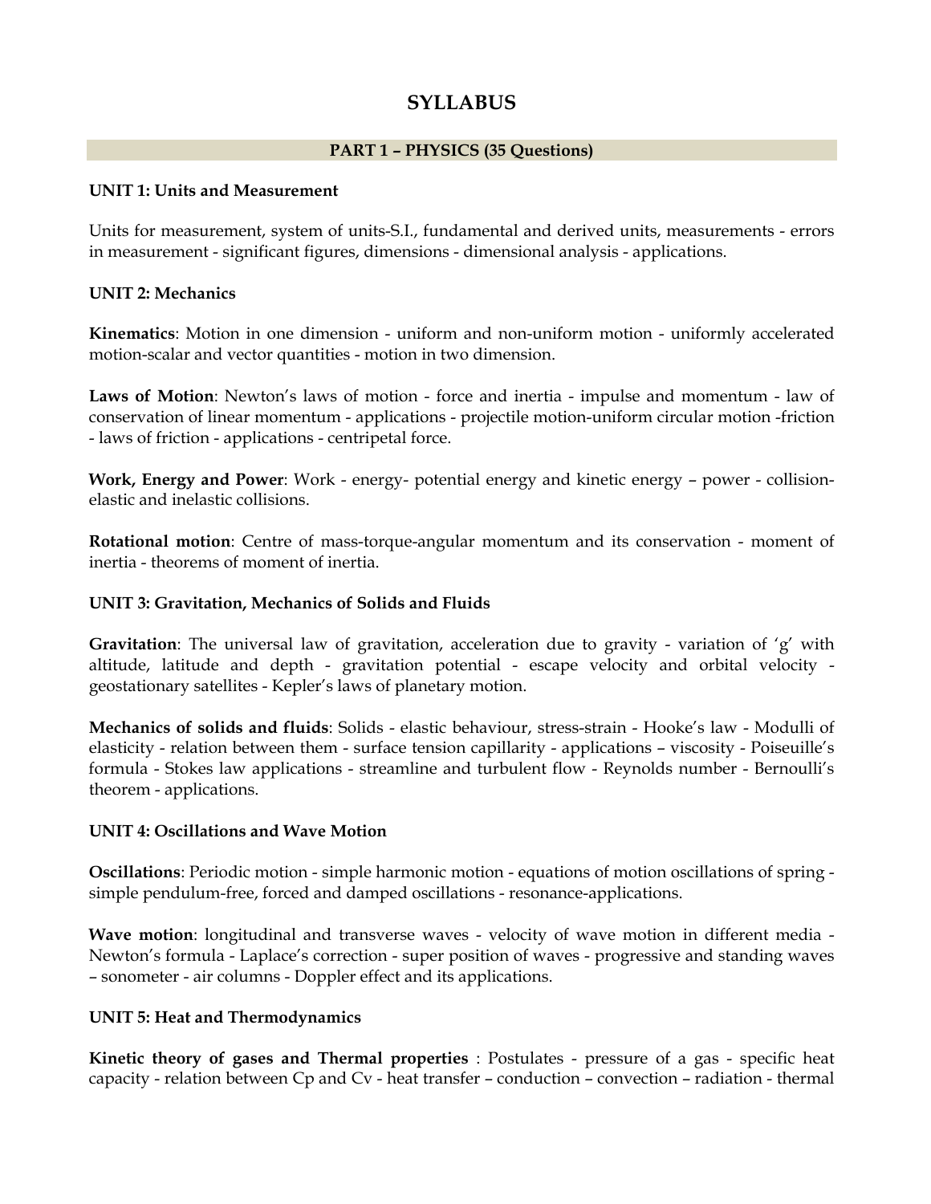# SYLLABUS

## PART 1 – PHYSICS (35 Questions)

**UNIT 1: Units and Measurement**

Units for measurement, system of units-S.I., fundamental and derived units, measurements - errors in measurement - significant figures, dimensions - dimensional analysis - applications.

**UNIT 2: Mechanics**

**Kinematics**: Motion in one dimension - uniform and non-uniform motion - uniformly accelerated motion-scalar and vector quantities - motion in two dimension.

**Laws of Motion**: Newton's laws of motion - force and inertia - impulse and momentum - law of conservation of linear momentum - applications - projectile motion-uniform circular motion -friction - laws of friction - applications - centripetal force.

**Work, Energy and Power**: Work - energy- potential energy and kinetic energy – power - collision-elastic and inelastic collisions.

**Rotational motion**: Centre of mass-torque-angular momentum and its conservation - moment of inertia - theorems of moment of inertia.

**UNIT 3: Gravitation, Mechanics of Solids and Fluids**

**Gravitation**: The universal law of gravitation, acceleration due to gravity - variation of 'g' with altitude, latitude and depth - gravitation potential - escape velocity and orbital velocity - geostationary satellites - Kepler's laws of planetary motion.

**Mechanics of solids and fluids**: Solids - elastic behaviour, stress-strain - Hooke's law - Modulli of elasticity - relation between them - surface tension capillarity - applications – viscosity - Poiseuille's formula - Stokes law applications - streamline and turbulent flow - Reynolds number - Bernoulli's theorem - applications.

**UNIT 4: Oscillations and Wave Motion**

**Oscillations**: Periodic motion - simple harmonic motion - equations of motion oscillations of spring - simple pendulum-free, forced and damped oscillations - resonance-applications.

**Wave motion**: longitudinal and transverse waves - velocity of wave motion in different media - Newton's formula - Laplace's correction - super position of waves - progressive and standing waves – sonometer - air columns - Doppler effect and its applications.

**UNIT 5: Heat and Thermodynamics**

**Kinetic theory of gases and Thermal properties** : Postulates - pressure of a gas - specific heat capacity - relation between Cp and Cv - heat transfer – conduction – convection – radiation - thermal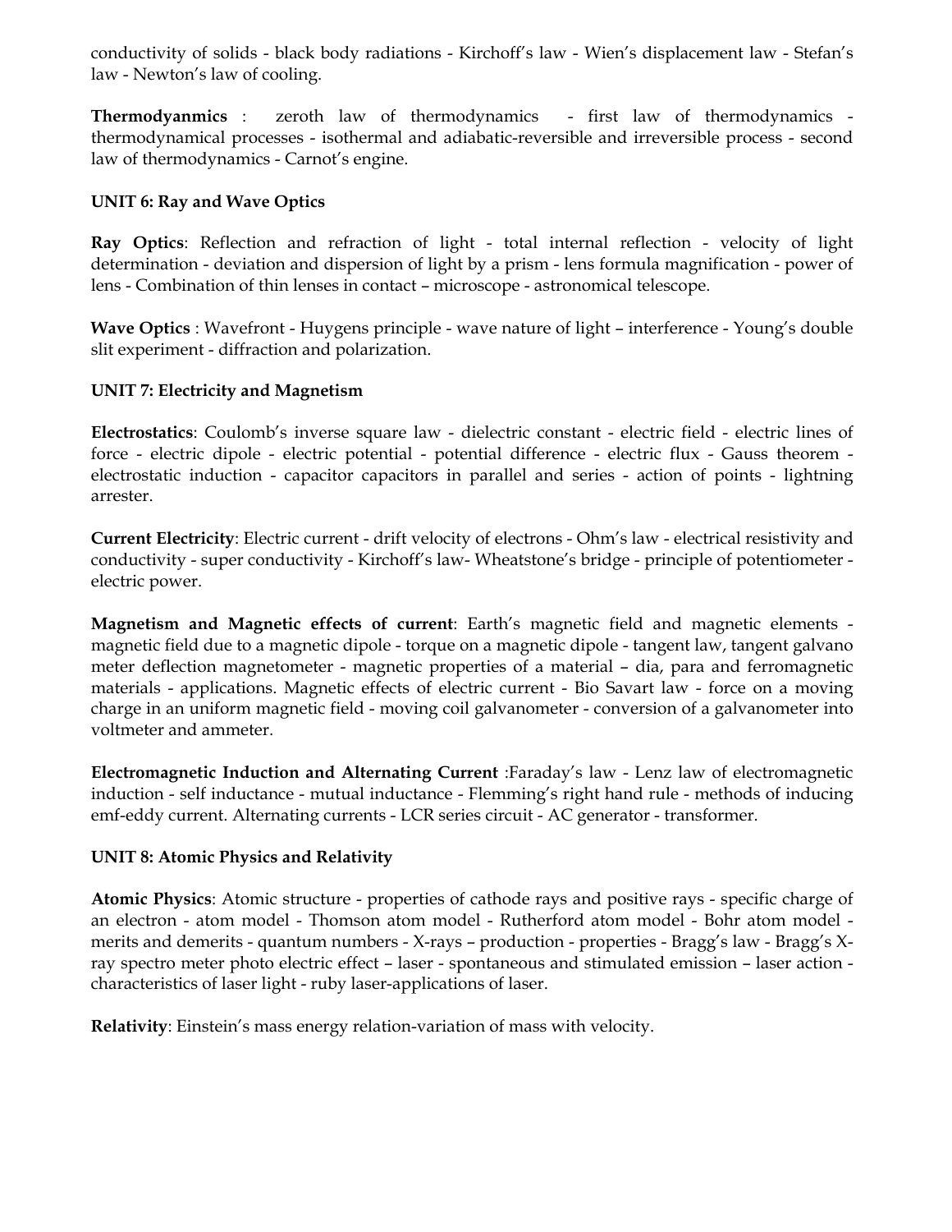conductivity of solids - black body radiations - Kirchoff's law - Wien's displacement law - Stefan's law - Newton's law of cooling.

**Thermodyanmics** : zeroth law of thermodynamics - first law of thermodynamics - thermodynamical processes - isothermal and adiabatic-reversible and irreversible process - second law of thermodynamics - Carnot's engine.

**UNIT 6: Ray and Wave Optics**

**Ray Optics**: Reflection and refraction of light - total internal reflection - velocity of light determination - deviation and dispersion of light by a prism - lens formula magnification - power of lens - Combination of thin lenses in contact – microscope - astronomical telescope.

**Wave Optics** : Wavefront - Huygens principle - wave nature of light – interference - Young's double slit experiment - diffraction and polarization.

**UNIT 7: Electricity and Magnetism**

**Electrostatics**: Coulomb's inverse square law - dielectric constant - electric field - electric lines of force - electric dipole - electric potential - potential difference - electric flux - Gauss theorem - electrostatic induction - capacitor capacitors in parallel and series - action of points - lightning arrester.

**Current Electricity**: Electric current - drift velocity of electrons - Ohm's law - electrical resistivity and conductivity - super conductivity - Kirchoff's law- Wheatstone's bridge - principle of potentiometer - electric power.

**Magnetism and Magnetic effects of current**: Earth's magnetic field and magnetic elements - magnetic field due to a magnetic dipole - torque on a magnetic dipole - tangent law, tangent galvano meter deflection magnetometer - magnetic properties of a material – dia, para and ferromagnetic materials - applications. Magnetic effects of electric current - Bio Savart law - force on a moving charge in an uniform magnetic field - moving coil galvanometer - conversion of a galvanometer into voltmeter and ammeter.

**Electromagnetic Induction and Alternating Current** :Faraday's law - Lenz law of electromagnetic induction - self inductance - mutual inductance - Flemming's right hand rule - methods of inducing emf-eddy current. Alternating currents - LCR series circuit - AC generator - transformer.

**UNIT 8: Atomic Physics and Relativity**

**Atomic Physics**: Atomic structure - properties of cathode rays and positive rays - specific charge of an electron - atom model - Thomson atom model - Rutherford atom model - Bohr atom model - merits and demerits - quantum numbers - X-rays – production - properties - Bragg's law - Bragg's X-ray spectro meter photo electric effect – laser - spontaneous and stimulated emission – laser action - characteristics of laser light - ruby laser-applications of laser.

**Relativity**: Einstein's mass energy relation-variation of mass with velocity.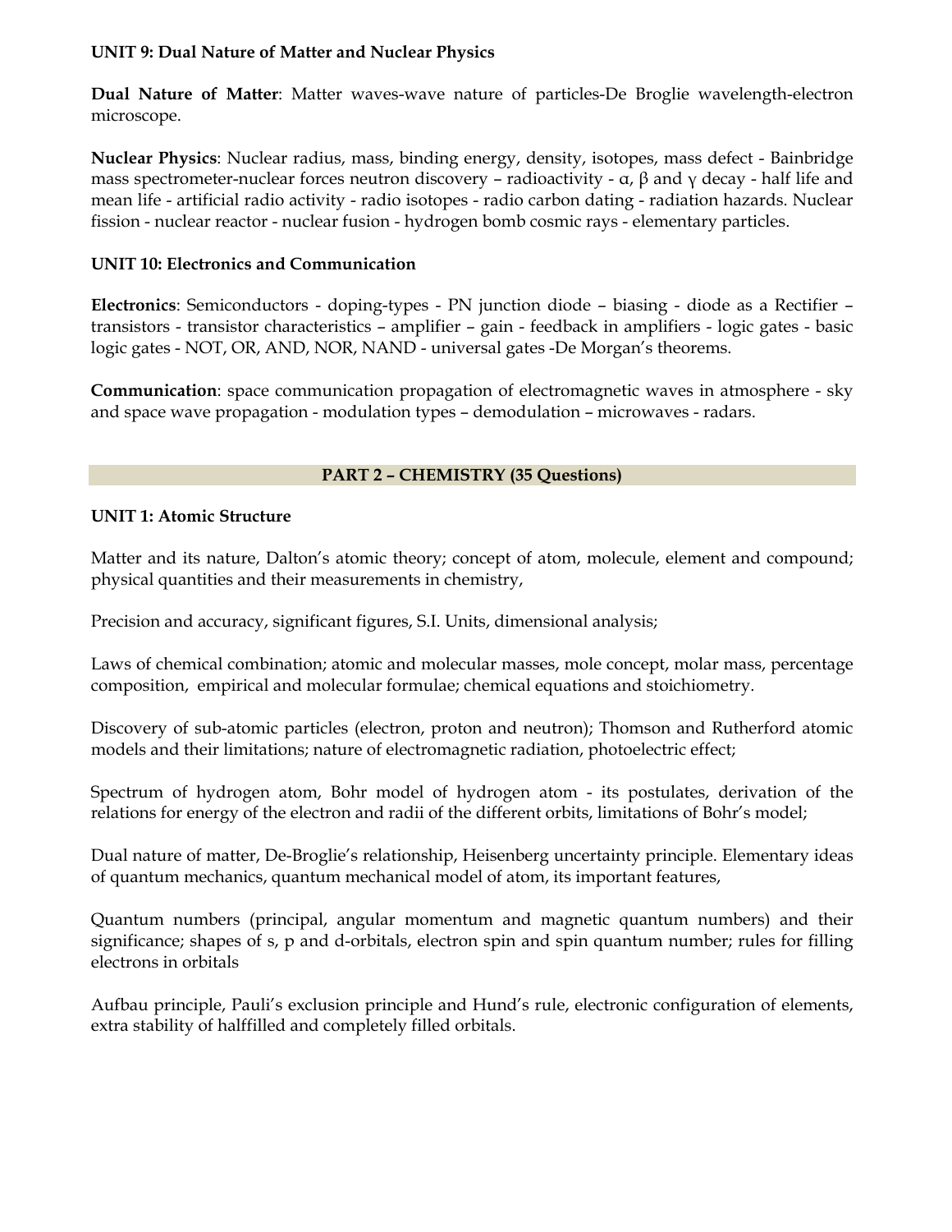**UNIT 9: Dual Nature of Matter and Nuclear Physics**

**Dual Nature of Matter**: Matter waves-wave nature of particles-De Broglie wavelength-electron microscope.

**Nuclear Physics**: Nuclear radius, mass, binding energy, density, isotopes, mass defect - Bainbridge mass spectrometer-nuclear forces neutron discovery – radioactivity - $\alpha$, $\beta$ and $\gamma$ decay - half life and mean life - artificial radio activity - radio isotopes - radio carbon dating - radiation hazards. Nuclear fission - nuclear reactor - nuclear fusion - hydrogen bomb cosmic rays - elementary particles.

**UNIT 10: Electronics and Communication**

**Electronics**: Semiconductors - doping-types - PN junction diode – biasing - diode as a Rectifier – transistors - transistor characteristics – amplifier – gain - feedback in amplifiers - logic gates - basic logic gates - NOT, OR, AND, NOR, NAND - universal gates -De Morgan's theorems.

**Communication**: space communication propagation of electromagnetic waves in atmosphere - sky and space wave propagation - modulation types – demodulation – microwaves - radars.

## PART 2 – CHEMISTRY (35 Questions)

**UNIT 1: Atomic Structure**

Matter and its nature, Dalton's atomic theory; concept of atom, molecule, element and compound; physical quantities and their measurements in chemistry,

Precision and accuracy, significant figures, S.I. Units, dimensional analysis;

Laws of chemical combination; atomic and molecular masses, mole concept, molar mass, percentage composition, empirical and molecular formulae; chemical equations and stoichiometry.

Discovery of sub-atomic particles (electron, proton and neutron); Thomson and Rutherford atomic models and their limitations; nature of electromagnetic radiation, photoelectric effect;

Spectrum of hydrogen atom, Bohr model of hydrogen atom - its postulates, derivation of the relations for energy of the electron and radii of the different orbits, limitations of Bohr's model;

Dual nature of matter, De-Broglie's relationship, Heisenberg uncertainty principle. Elementary ideas of quantum mechanics, quantum mechanical model of atom, its important features,

Quantum numbers (principal, angular momentum and magnetic quantum numbers) and their significance; shapes of s, p and d-orbitals, electron spin and spin quantum number; rules for filling electrons in orbitals

Aufbau principle, Pauli's exclusion principle and Hund's rule, electronic configuration of elements, extra stability of halffilled and completely filled orbitals.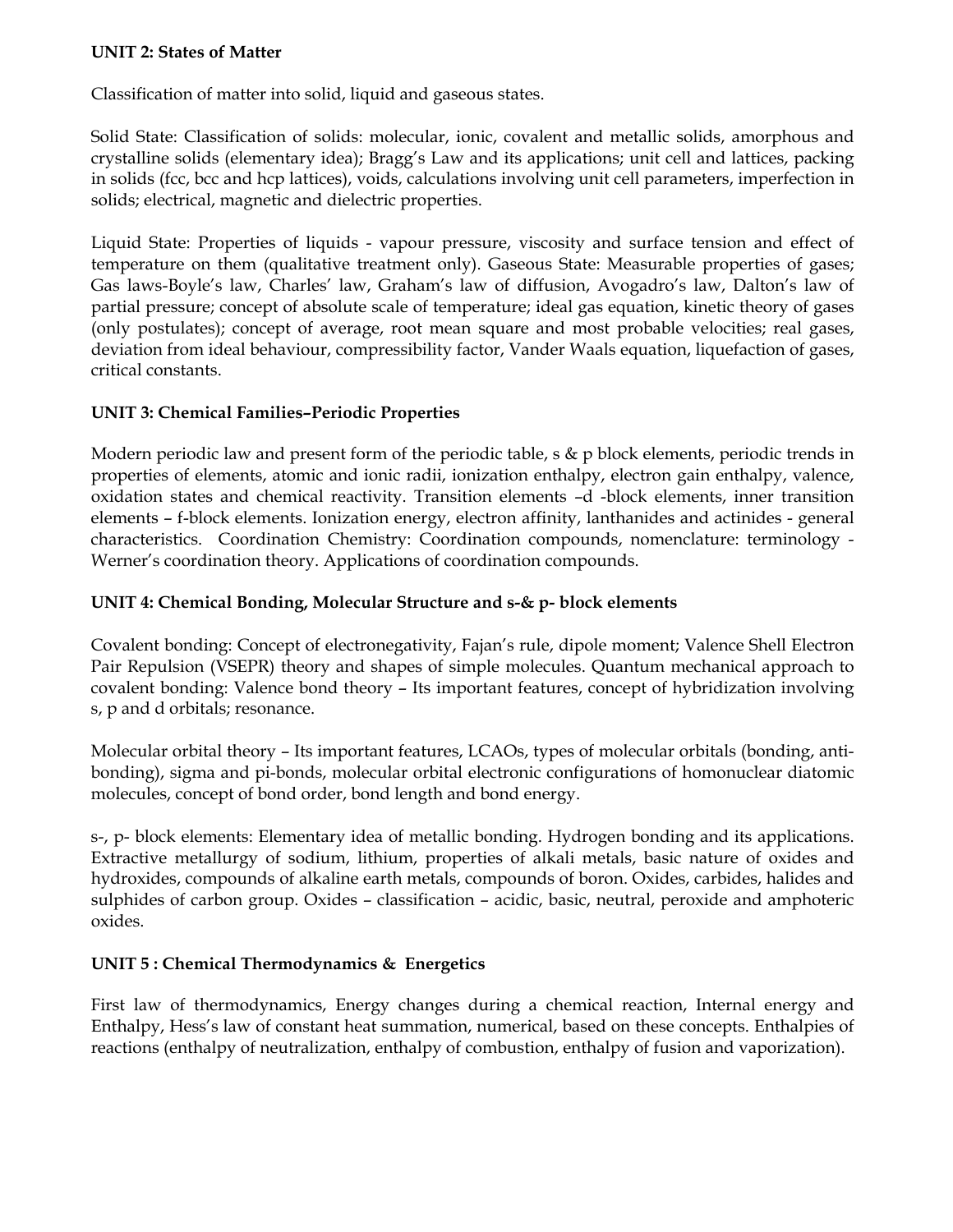**UNIT 2: States of Matter**

Classification of matter into solid, liquid and gaseous states.

Solid State: Classification of solids: molecular, ionic, covalent and metallic solids, amorphous and crystalline solids (elementary idea); Bragg's Law and its applications; unit cell and lattices, packing in solids (fcc, bcc and hcp lattices), voids, calculations involving unit cell parameters, imperfection in solids; electrical, magnetic and dielectric properties.

Liquid State: Properties of liquids - vapour pressure, viscosity and surface tension and effect of temperature on them (qualitative treatment only). Gaseous State: Measurable properties of gases; Gas laws-Boyle's law, Charles' law, Graham's law of diffusion, Avogadro's law, Dalton's law of partial pressure; concept of absolute scale of temperature; ideal gas equation, kinetic theory of gases (only postulates); concept of average, root mean square and most probable velocities; real gases, deviation from ideal behaviour, compressibility factor, Vander Waals equation, liquefaction of gases, critical constants.

**UNIT 3: Chemical Families–Periodic Properties**

Modern periodic law and present form of the periodic table, s & p block elements, periodic trends in properties of elements, atomic and ionic radii, ionization enthalpy, electron gain enthalpy, valence, oxidation states and chemical reactivity. Transition elements –d -block elements, inner transition elements – f-block elements. Ionization energy, electron affinity, lanthanides and actinides - general characteristics. Coordination Chemistry: Coordination compounds, nomenclature: terminology - Werner's coordination theory. Applications of coordination compounds.

**UNIT 4: Chemical Bonding, Molecular Structure and s-& p- block elements**

Covalent bonding: Concept of electronegativity, Fajan's rule, dipole moment; Valence Shell Electron Pair Repulsion (VSEPR) theory and shapes of simple molecules. Quantum mechanical approach to covalent bonding: Valence bond theory – Its important features, concept of hybridization involving s, p and d orbitals; resonance.

Molecular orbital theory – Its important features, LCAOs, types of molecular orbitals (bonding, anti-bonding), sigma and pi-bonds, molecular orbital electronic configurations of homonuclear diatomic molecules, concept of bond order, bond length and bond energy.

s-, p- block elements: Elementary idea of metallic bonding. Hydrogen bonding and its applications. Extractive metallurgy of sodium, lithium, properties of alkali metals, basic nature of oxides and hydroxides, compounds of alkaline earth metals, compounds of boron. Oxides, carbides, halides and sulphides of carbon group. Oxides – classification – acidic, basic, neutral, peroxide and amphoteric oxides.

**UNIT 5 : Chemical Thermodynamics & Energetics**

First law of thermodynamics, Energy changes during a chemical reaction, Internal energy and Enthalpy, Hess's law of constant heat summation, numerical, based on these concepts. Enthalpies of reactions (enthalpy of neutralization, enthalpy of combustion, enthalpy of fusion and vaporization).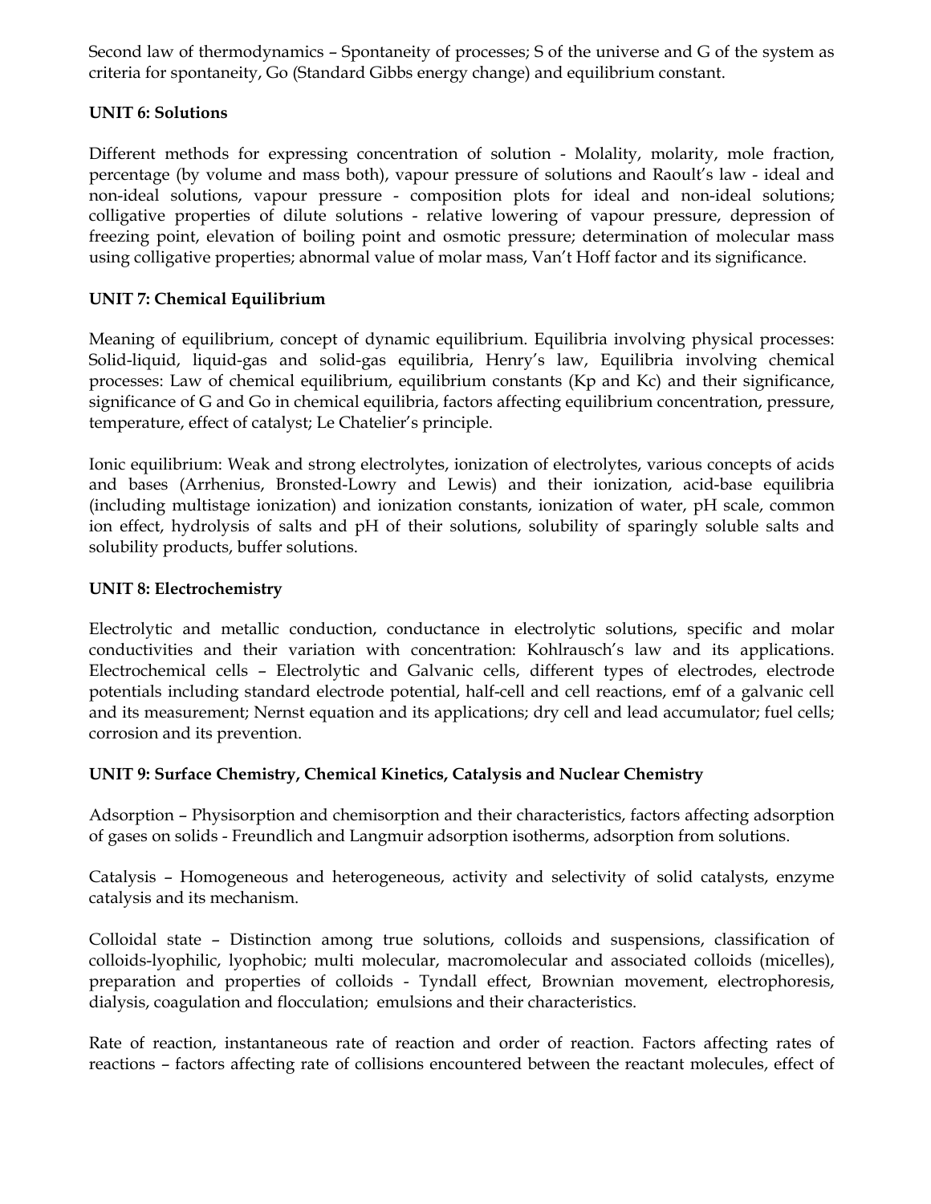Second law of thermodynamics – Spontaneity of processes; S of the universe and G of the system as criteria for spontaneity, Go (Standard Gibbs energy change) and equilibrium constant.

**UNIT 6: Solutions**

Different methods for expressing concentration of solution - Molality, molarity, mole fraction, percentage (by volume and mass both), vapour pressure of solutions and Raoult's law - ideal and non-ideal solutions, vapour pressure - composition plots for ideal and non-ideal solutions; colligative properties of dilute solutions - relative lowering of vapour pressure, depression of freezing point, elevation of boiling point and osmotic pressure; determination of molecular mass using colligative properties; abnormal value of molar mass, Van't Hoff factor and its significance.

**UNIT 7: Chemical Equilibrium**

Meaning of equilibrium, concept of dynamic equilibrium. Equilibria involving physical processes: Solid-liquid, liquid-gas and solid-gas equilibria, Henry's law, Equilibria involving chemical processes: Law of chemical equilibrium, equilibrium constants (Kp and Kc) and their significance, significance of G and Go in chemical equilibria, factors affecting equilibrium concentration, pressure, temperature, effect of catalyst; Le Chatelier's principle.

Ionic equilibrium: Weak and strong electrolytes, ionization of electrolytes, various concepts of acids and bases (Arrhenius, Bronsted-Lowry and Lewis) and their ionization, acid-base equilibria (including multistage ionization) and ionization constants, ionization of water, pH scale, common ion effect, hydrolysis of salts and pH of their solutions, solubility of sparingly soluble salts and solubility products, buffer solutions.

**UNIT 8: Electrochemistry**

Electrolytic and metallic conduction, conductance in electrolytic solutions, specific and molar conductivities and their variation with concentration: Kohlrausch's law and its applications. Electrochemical cells – Electrolytic and Galvanic cells, different types of electrodes, electrode potentials including standard electrode potential, half-cell and cell reactions, emf of a galvanic cell and its measurement; Nernst equation and its applications; dry cell and lead accumulator; fuel cells; corrosion and its prevention.

**UNIT 9: Surface Chemistry, Chemical Kinetics, Catalysis and Nuclear Chemistry**

Adsorption – Physisorption and chemisorption and their characteristics, factors affecting adsorption of gases on solids - Freundlich and Langmuir adsorption isotherms, adsorption from solutions.

Catalysis – Homogeneous and heterogeneous, activity and selectivity of solid catalysts, enzyme catalysis and its mechanism.

Colloidal state – Distinction among true solutions, colloids and suspensions, classification of colloids-lyophilic, lyophobic; multi molecular, macromolecular and associated colloids (micelles), preparation and properties of colloids - Tyndall effect, Brownian movement, electrophoresis, dialysis, coagulation and flocculation; emulsions and their characteristics.

Rate of reaction, instantaneous rate of reaction and order of reaction. Factors affecting rates of reactions – factors affecting rate of collisions encountered between the reactant molecules, effect of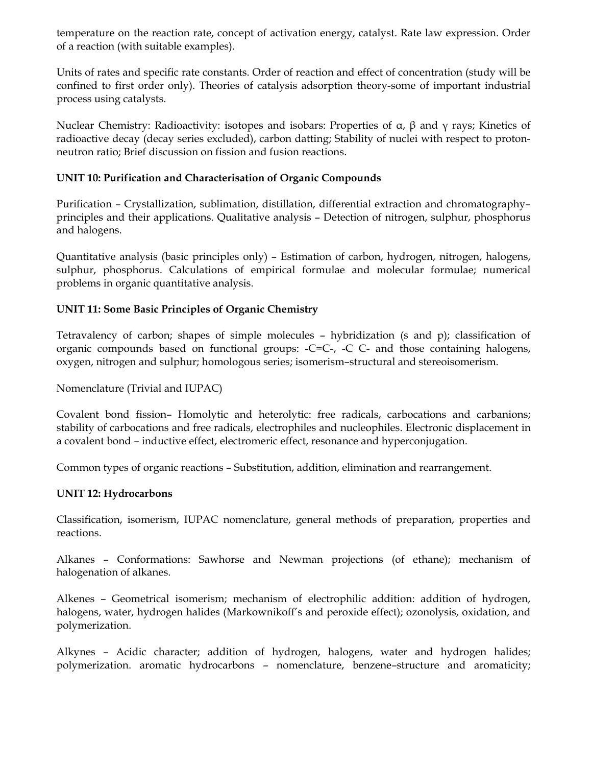temperature on the reaction rate, concept of activation energy, catalyst. Rate law expression. Order of a reaction (with suitable examples).

Units of rates and specific rate constants. Order of reaction and effect of concentration (study will be confined to first order only). Theories of catalysis adsorption theory-some of important industrial process using catalysts.

Nuclear Chemistry: Radioactivity: isotopes and isobars: Properties of $\alpha$, $\beta$ and $\gamma$ rays; Kinetics of radioactive decay (decay series excluded), carbon datting; Stability of nuclei with respect to proton-neutron ratio; Brief discussion on fission and fusion reactions.

**UNIT 10: Purification and Characterisation of Organic Compounds**

Purification – Crystallization, sublimation, distillation, differential extraction and chromatography–principles and their applications. Qualitative analysis – Detection of nitrogen, sulphur, phosphorus and halogens.

Quantitative analysis (basic principles only) – Estimation of carbon, hydrogen, nitrogen, halogens, sulphur, phosphorus. Calculations of empirical formulae and molecular formulae; numerical problems in organic quantitative analysis.

**UNIT 11: Some Basic Principles of Organic Chemistry**

Tetravalency of carbon; shapes of simple molecules – hybridization (s and p); classification of organic compounds based on functional groups: -C=C-, -C C- and those containing halogens, oxygen, nitrogen and sulphur; homologous series; isomerism–structural and stereoisomerism.

Nomenclature (Trivial and IUPAC)

Covalent bond fission– Homolytic and heterolytic: free radicals, carbocations and carbanions; stability of carbocations and free radicals, electrophiles and nucleophiles. Electronic displacement in a covalent bond – inductive effect, electromeric effect, resonance and hyperconjugation.

Common types of organic reactions – Substitution, addition, elimination and rearrangement.

**UNIT 12: Hydrocarbons**

Classification, isomerism, IUPAC nomenclature, general methods of preparation, properties and reactions.

Alkanes – Conformations: Sawhorse and Newman projections (of ethane); mechanism of halogenation of alkanes.

Alkenes – Geometrical isomerism; mechanism of electrophilic addition: addition of hydrogen, halogens, water, hydrogen halides (Markownikoff's and peroxide effect); ozonolysis, oxidation, and polymerization.

Alkynes – Acidic character; addition of hydrogen, halogens, water and hydrogen halides; polymerization. aromatic hydrocarbons – nomenclature, benzene–structure and aromaticity;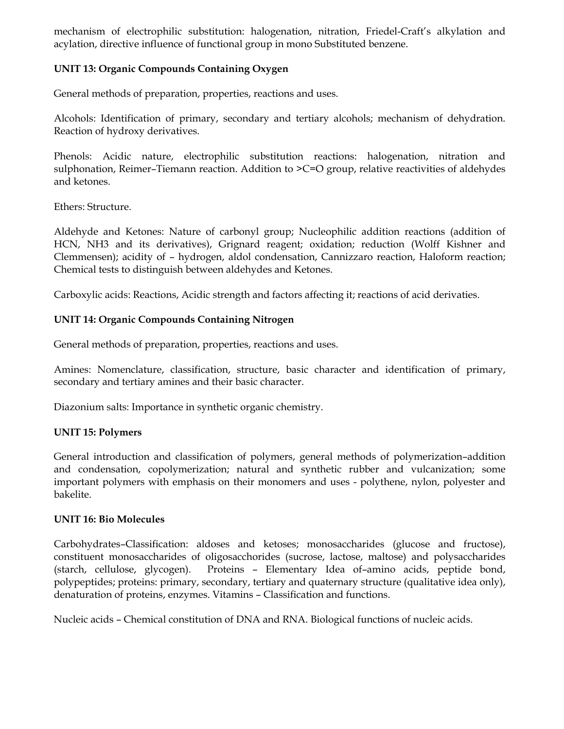mechanism of electrophilic substitution: halogenation, nitration, Friedel-Craft's alkylation and acylation, directive influence of functional group in mono Substituted benzene.

**UNIT 13: Organic Compounds Containing Oxygen**

General methods of preparation, properties, reactions and uses.

Alcohols: Identification of primary, secondary and tertiary alcohols; mechanism of dehydration. Reaction of hydroxy derivatives.

Phenols: Acidic nature, electrophilic substitution reactions: halogenation, nitration and sulphonation, Reimer–Tiemann reaction. Addition to >C=O group, relative reactivities of aldehydes and ketones.

Ethers: Structure.

Aldehyde and Ketones: Nature of carbonyl group; Nucleophilic addition reactions (addition of HCN, NH3 and its derivatives), Grignard reagent; oxidation; reduction (Wolff Kishner and Clemmensen); acidity of – hydrogen, aldol condensation, Cannizzaro reaction, Haloform reaction; Chemical tests to distinguish between aldehydes and Ketones.

Carboxylic acids: Reactions, Acidic strength and factors affecting it; reactions of acid derivaties.

**UNIT 14: Organic Compounds Containing Nitrogen**

General methods of preparation, properties, reactions and uses.

Amines: Nomenclature, classification, structure, basic character and identification of primary, secondary and tertiary amines and their basic character.

Diazonium salts: Importance in synthetic organic chemistry.

**UNIT 15: Polymers**

General introduction and classification of polymers, general methods of polymerization–addition and condensation, copolymerization; natural and synthetic rubber and vulcanization; some important polymers with emphasis on their monomers and uses - polythene, nylon, polyester and bakelite.

**UNIT 16: Bio Molecules**

Carbohydrates–Classification: aldoses and ketoses; monosaccharides (glucose and fructose), constituent monosaccharides of oligosacchorides (sucrose, lactose, maltose) and polysaccharides (starch, cellulose, glycogen). Proteins – Elementary Idea of–amino acids, peptide bond, polypeptides; proteins: primary, secondary, tertiary and quaternary structure (qualitative idea only), denaturation of proteins, enzymes. Vitamins – Classification and functions.

Nucleic acids – Chemical constitution of DNA and RNA. Biological functions of nucleic acids.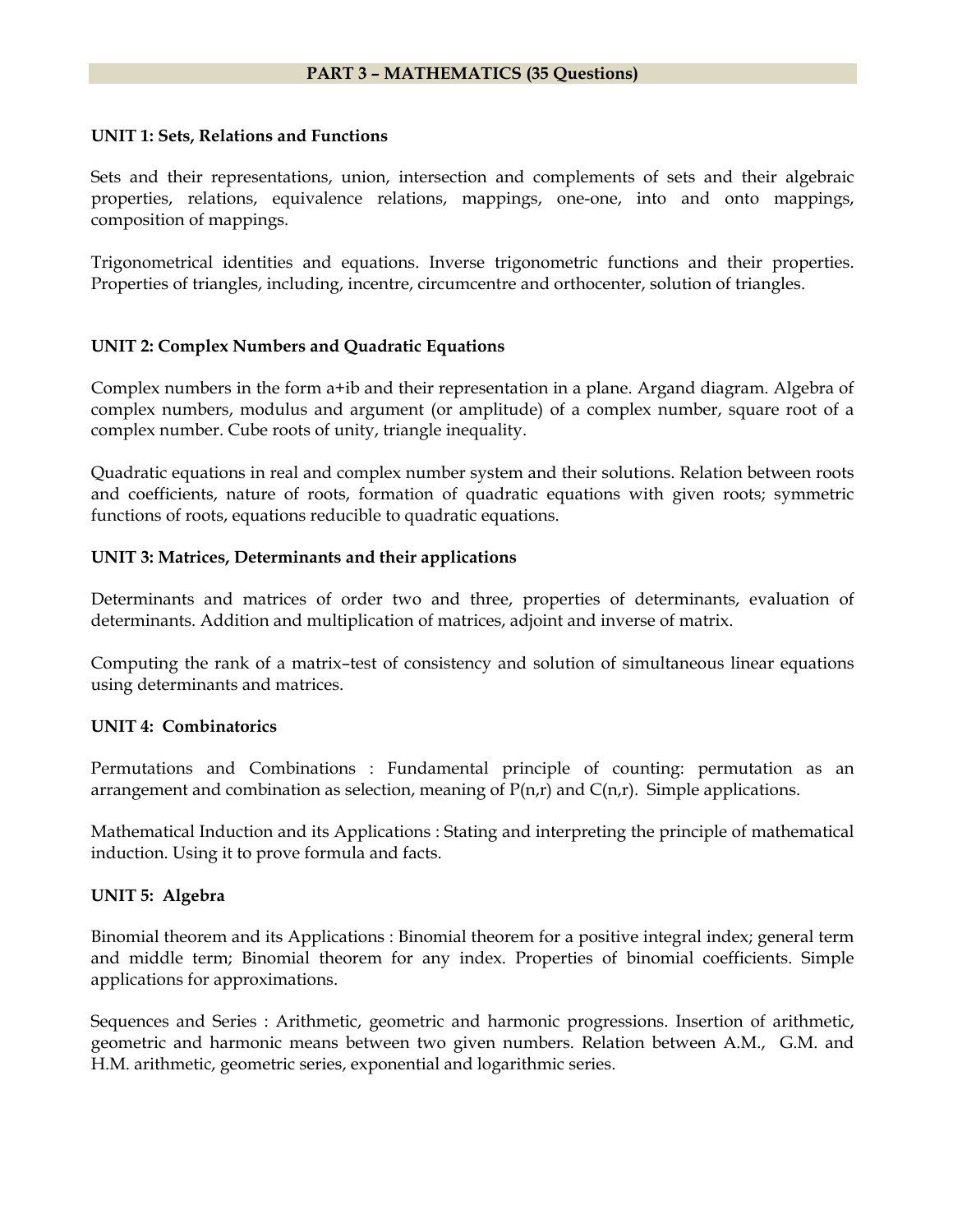## PART 3 – MATHEMATICS (35 Questions)

**UNIT 1: Sets, Relations and Functions**

Sets and their representations, union, intersection and complements of sets and their algebraic properties, relations, equivalence relations, mappings, one-one, into and onto mappings, composition of mappings.

Trigonometrical identities and equations. Inverse trigonometric functions and their properties. Properties of triangles, including, incentre, circumcentre and orthocenter, solution of triangles.

**UNIT 2: Complex Numbers and Quadratic Equations**

Complex numbers in the form a+ib and their representation in a plane. Argand diagram. Algebra of complex numbers, modulus and argument (or amplitude) of a complex number, square root of a complex number. Cube roots of unity, triangle inequality.

Quadratic equations in real and complex number system and their solutions. Relation between roots and coefficients, nature of roots, formation of quadratic equations with given roots; symmetric functions of roots, equations reducible to quadratic equations.

**UNIT 3: Matrices, Determinants and their applications**

Determinants and matrices of order two and three, properties of determinants, evaluation of determinants. Addition and multiplication of matrices, adjoint and inverse of matrix.

Computing the rank of a matrix–test of consistency and solution of simultaneous linear equations using determinants and matrices.

**UNIT 4: Combinatorics**

Permutations and Combinations : Fundamental principle of counting: permutation as an arrangement and combination as selection, meaning of P(n,r) and C(n,r). Simple applications.

Mathematical Induction and its Applications : Stating and interpreting the principle of mathematical induction. Using it to prove formula and facts.

**UNIT 5: Algebra**

Binomial theorem and its Applications : Binomial theorem for a positive integral index; general term and middle term; Binomial theorem for any index. Properties of binomial coefficients. Simple applications for approximations.

Sequences and Series : Arithmetic, geometric and harmonic progressions. Insertion of arithmetic, geometric and harmonic means between two given numbers. Relation between A.M., G.M. and H.M. arithmetic, geometric series, exponential and logarithmic series.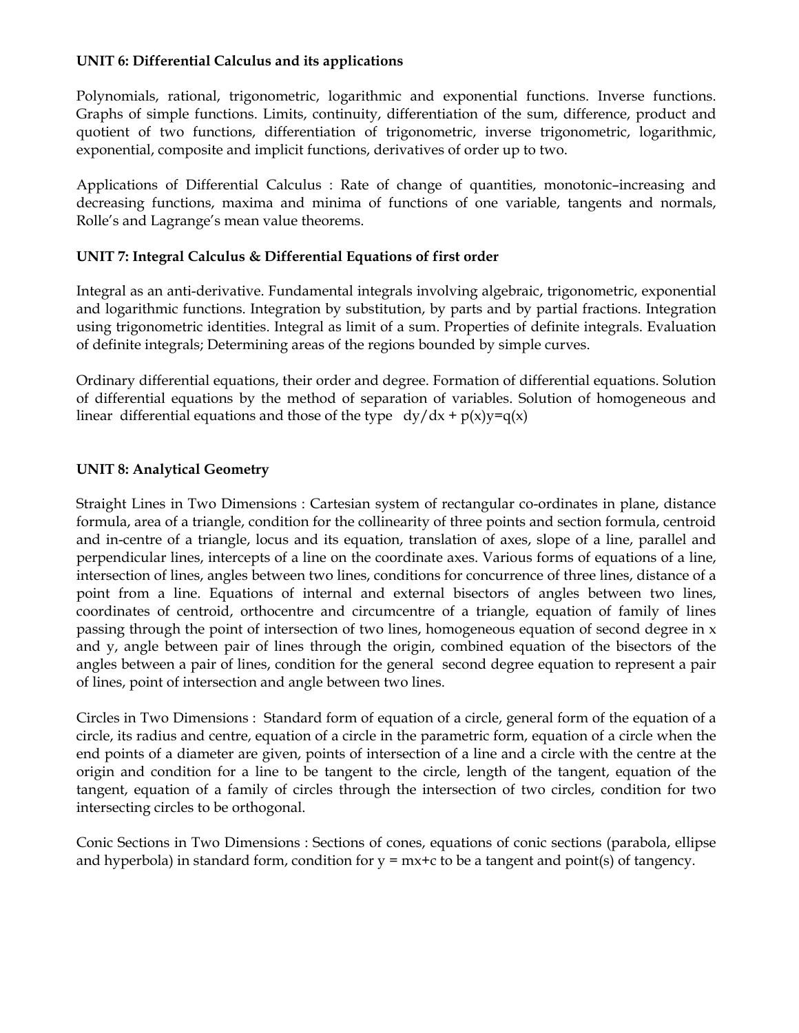**UNIT 6: Differential Calculus and its applications**

Polynomials, rational, trigonometric, logarithmic and exponential functions. Inverse functions. Graphs of simple functions. Limits, continuity, differentiation of the sum, difference, product and quotient of two functions, differentiation of trigonometric, inverse trigonometric, logarithmic, exponential, composite and implicit functions, derivatives of order up to two.

Applications of Differential Calculus : Rate of change of quantities, monotonic–increasing and decreasing functions, maxima and minima of functions of one variable, tangents and normals, Rolle's and Lagrange's mean value theorems.

**UNIT 7: Integral Calculus & Differential Equations of first order**

Integral as an anti-derivative. Fundamental integrals involving algebraic, trigonometric, exponential and logarithmic functions. Integration by substitution, by parts and by partial fractions. Integration using trigonometric identities. Integral as limit of a sum. Properties of definite integrals. Evaluation of definite integrals; Determining areas of the regions bounded by simple curves.

Ordinary differential equations, their order and degree. Formation of differential equations. Solution of differential equations by the method of separation of variables. Solution of homogeneous and linear differential equations and those of the type $dy/dx + p(x)y=q(x)$

**UNIT 8: Analytical Geometry**

Straight Lines in Two Dimensions : Cartesian system of rectangular co-ordinates in plane, distance formula, area of a triangle, condition for the collinearity of three points and section formula, centroid and in-centre of a triangle, locus and its equation, translation of axes, slope of a line, parallel and perpendicular lines, intercepts of a line on the coordinate axes. Various forms of equations of a line, intersection of lines, angles between two lines, conditions for concurrence of three lines, distance of a point from a line. Equations of internal and external bisectors of angles between two lines, coordinates of centroid, orthocentre and circumcentre of a triangle, equation of family of lines passing through the point of intersection of two lines, homogeneous equation of second degree in x and y, angle between pair of lines through the origin, combined equation of the bisectors of the angles between a pair of lines, condition for the general second degree equation to represent a pair of lines, point of intersection and angle between two lines.

Circles in Two Dimensions : Standard form of equation of a circle, general form of the equation of a circle, its radius and centre, equation of a circle in the parametric form, equation of a circle when the end points of a diameter are given, points of intersection of a line and a circle with the centre at the origin and condition for a line to be tangent to the circle, length of the tangent, equation of the tangent, equation of a family of circles through the intersection of two circles, condition for two intersecting circles to be orthogonal.

Conic Sections in Two Dimensions : Sections of cones, equations of conic sections (parabola, ellipse and hyperbola) in standard form, condition for $y = mx+c$ to be a tangent and point(s) of tangency.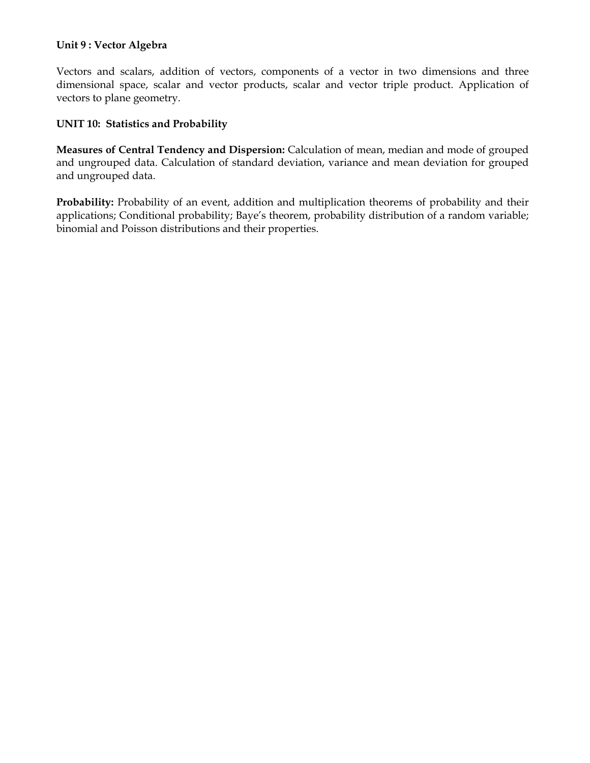**Unit 9 : Vector Algebra**

Vectors and scalars, addition of vectors, components of a vector in two dimensions and three dimensional space, scalar and vector products, scalar and vector triple product. Application of vectors to plane geometry.

**UNIT 10: Statistics and Probability**

**Measures of Central Tendency and Dispersion:** Calculation of mean, median and mode of grouped and ungrouped data. Calculation of standard deviation, variance and mean deviation for grouped and ungrouped data.

**Probability:** Probability of an event, addition and multiplication theorems of probability and their applications; Conditional probability; Baye's theorem, probability distribution of a random variable; binomial and Poisson distributions and their properties.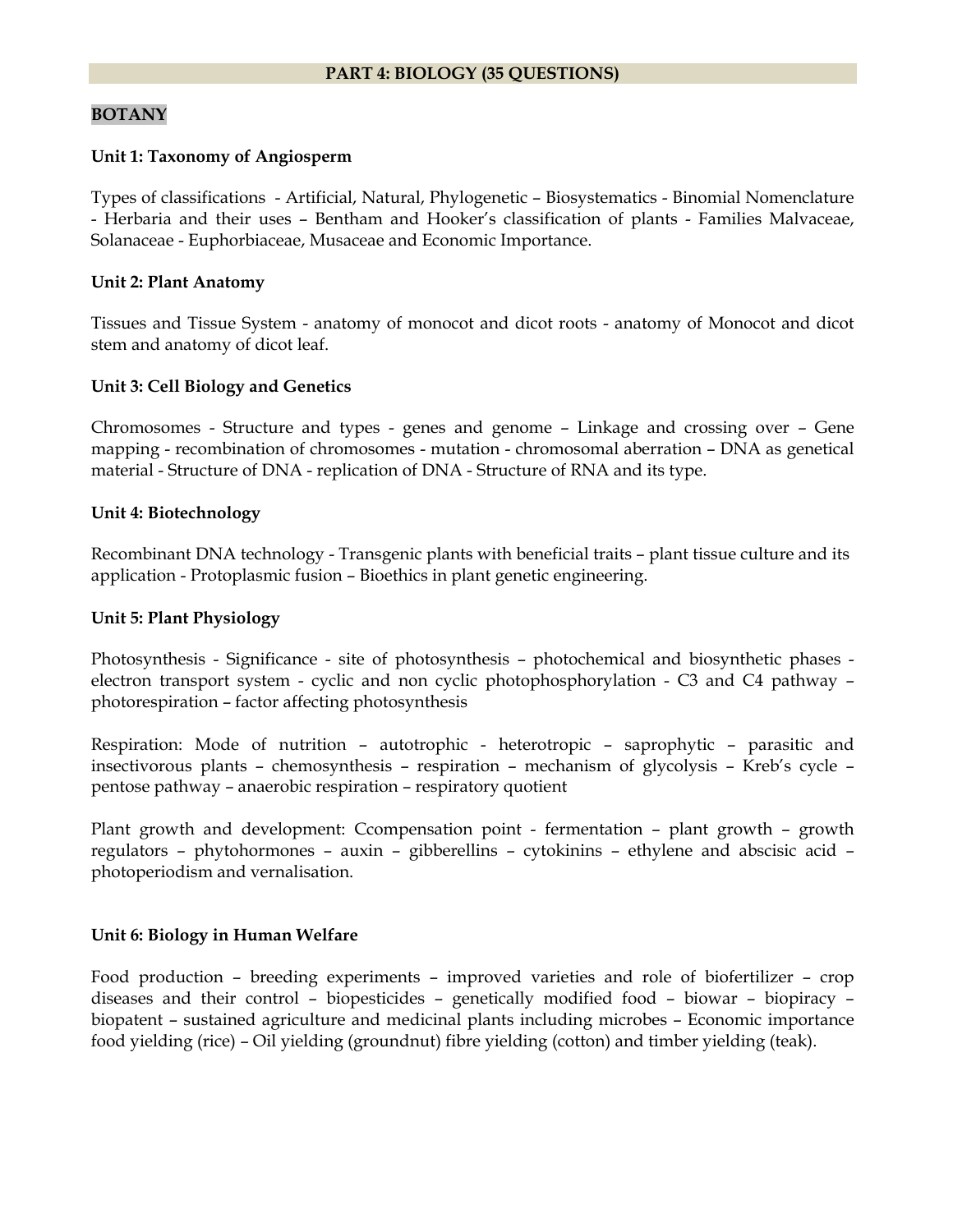## PART 4: BIOLOGY (35 QUESTIONS)

### BOTANY

**Unit 1: Taxonomy of Angiosperm**

Types of classifications - Artificial, Natural, Phylogenetic – Biosystematics - Binomial Nomenclature - Herbaria and their uses – Bentham and Hooker's classification of plants - Families Malvaceae, Solanaceae - Euphorbiaceae, Musaceae and Economic Importance.

**Unit 2: Plant Anatomy**

Tissues and Tissue System - anatomy of monocot and dicot roots - anatomy of Monocot and dicot stem and anatomy of dicot leaf.

**Unit 3: Cell Biology and Genetics**

Chromosomes - Structure and types - genes and genome – Linkage and crossing over – Gene mapping - recombination of chromosomes - mutation - chromosomal aberration – DNA as genetical material - Structure of DNA - replication of DNA - Structure of RNA and its type.

**Unit 4: Biotechnology**

Recombinant DNA technology - Transgenic plants with beneficial traits – plant tissue culture and its application - Protoplasmic fusion – Bioethics in plant genetic engineering.

**Unit 5: Plant Physiology**

Photosynthesis - Significance - site of photosynthesis – photochemical and biosynthetic phases - electron transport system - cyclic and non cyclic photophosphorylation - C3 and C4 pathway – photorespiration – factor affecting photosynthesis

Respiration: Mode of nutrition – autotrophic - heterotropic – saprophytic – parasitic and insectivorous plants – chemosynthesis – respiration – mechanism of glycolysis – Kreb's cycle – pentose pathway – anaerobic respiration – respiratory quotient

Plant growth and development: Ccompensation point - fermentation – plant growth – growth regulators – phytohormones – auxin – gibberellins – cytokinins – ethylene and abscisic acid – photoperiodism and vernalisation.

**Unit 6: Biology in Human Welfare**

Food production – breeding experiments – improved varieties and role of biofertilizer – crop diseases and their control – biopesticides – genetically modified food – biowar – biopiracy – biopatent – sustained agriculture and medicinal plants including microbes – Economic importance food yielding (rice) – Oil yielding (groundnut) fibre yielding (cotton) and timber yielding (teak).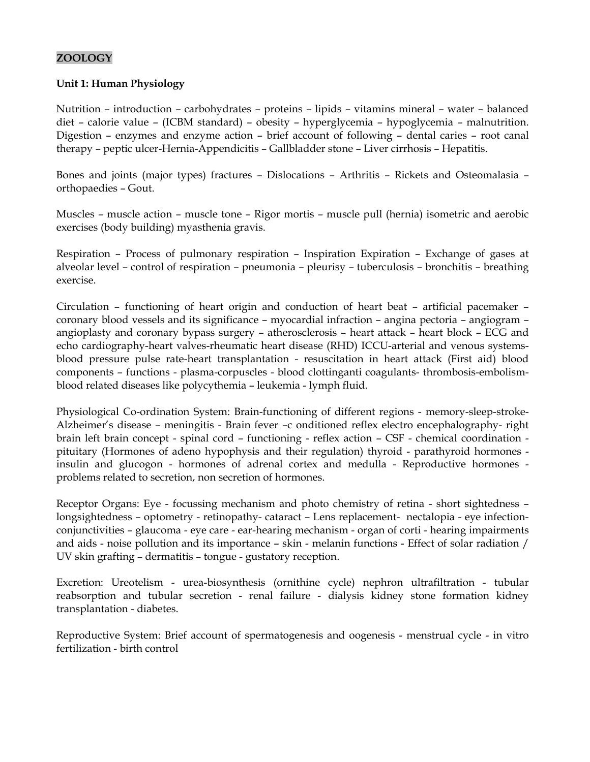**ZOOLOGY**

**Unit 1: Human Physiology**

Nutrition – introduction – carbohydrates – proteins – lipids – vitamins mineral – water – balanced diet – calorie value – (ICBM standard) – obesity – hyperglycemia – hypoglycemia – malnutrition. Digestion – enzymes and enzyme action – brief account of following – dental caries – root canal therapy – peptic ulcer-Hernia-Appendicitis – Gallbladder stone – Liver cirrhosis – Hepatitis.

Bones and joints (major types) fractures – Dislocations – Arthritis – Rickets and Osteomalasia – orthopaedies – Gout.

Muscles – muscle action – muscle tone – Rigor mortis – muscle pull (hernia) isometric and aerobic exercises (body building) myasthenia gravis.

Respiration – Process of pulmonary respiration – Inspiration Expiration – Exchange of gases at alveolar level – control of respiration – pneumonia – pleurisy – tuberculosis – bronchitis – breathing exercise.

Circulation – functioning of heart origin and conduction of heart beat – artificial pacemaker – coronary blood vessels and its significance – myocardial infraction – angina pectoria – angiogram – angioplasty and coronary bypass surgery – atherosclerosis – heart attack – heart block – ECG and echo cardiography-heart valves-rheumatic heart disease (RHD) ICCU-arterial and venous systems-blood pressure pulse rate-heart transplantation - resuscitation in heart attack (First aid) blood components – functions - plasma-corpuscles - blood clottinganti coagulants- thrombosis-embolism-blood related diseases like polycythemia – leukemia - lymph fluid.

Physiological Co-ordination System: Brain-functioning of different regions - memory-sleep-stroke-Alzheimer's disease – meningitis - Brain fever –c onditioned reflex electro encephalography- right brain left brain concept - spinal cord – functioning - reflex action – CSF - chemical coordination - pituitary (Hormones of adeno hypophysis and their regulation) thyroid - parathyroid hormones - insulin and glucogon - hormones of adrenal cortex and medulla - Reproductive hormones - problems related to secretion, non secretion of hormones.

Receptor Organs: Eye - focussing mechanism and photo chemistry of retina - short sightedness – longsightedness – optometry - retinopathy- cataract – Lens replacement- nectalopia - eye infection-conjunctivities – glaucoma - eye care - ear-hearing mechanism - organ of corti - hearing impairments and aids - noise pollution and its importance – skin - melanin functions - Effect of solar radiation / UV skin grafting – dermatitis – tongue - gustatory reception.

Excretion: Ureotelism - urea-biosynthesis (ornithine cycle) nephron ultrafiltration - tubular reabsorption and tubular secretion - renal failure - dialysis kidney stone formation kidney transplantation - diabetes.

Reproductive System: Brief account of spermatogenesis and oogenesis - menstrual cycle - in vitro fertilization - birth control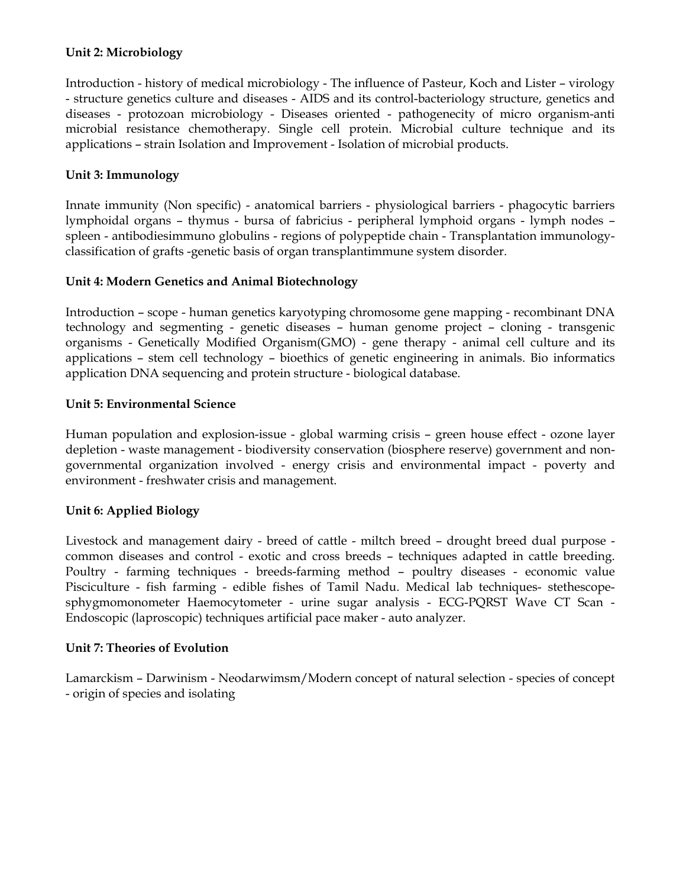**Unit 2: Microbiology**

Introduction - history of medical microbiology - The influence of Pasteur, Koch and Lister – virology - structure genetics culture and diseases - AIDS and its control-bacteriology structure, genetics and diseases - protozoan microbiology - Diseases oriented - pathogenecity of micro organism-anti microbial resistance chemotherapy. Single cell protein. Microbial culture technique and its applications – strain Isolation and Improvement - Isolation of microbial products.

**Unit 3: Immunology**

Innate immunity (Non specific) - anatomical barriers - physiological barriers - phagocytic barriers lymphoidal organs – thymus - bursa of fabricius - peripheral lymphoid organs - lymph nodes – spleen - antibodiesimmuno globulins - regions of polypeptide chain - Transplantation immunology-classification of grafts -genetic basis of organ transplantimmune system disorder.

**Unit 4: Modern Genetics and Animal Biotechnology**

Introduction – scope - human genetics karyotyping chromosome gene mapping - recombinant DNA technology and segmenting - genetic diseases – human genome project – cloning - transgenic organisms - Genetically Modified Organism(GMO) - gene therapy - animal cell culture and its applications – stem cell technology – bioethics of genetic engineering in animals. Bio informatics application DNA sequencing and protein structure - biological database.

**Unit 5: Environmental Science**

Human population and explosion-issue - global warming crisis – green house effect - ozone layer depletion - waste management - biodiversity conservation (biosphere reserve) government and non-governmental organization involved - energy crisis and environmental impact - poverty and environment - freshwater crisis and management.

**Unit 6: Applied Biology**

Livestock and management dairy - breed of cattle - miltch breed – drought breed dual purpose - common diseases and control - exotic and cross breeds – techniques adapted in cattle breeding. Poultry - farming techniques - breeds-farming method – poultry diseases - economic value Pisciculture - fish farming - edible fishes of Tamil Nadu. Medical lab techniques- stethescope-sphygmomonometer Haemocytometer - urine sugar analysis - ECG-PQRST Wave CT Scan - Endoscopic (laproscopic) techniques artificial pace maker - auto analyzer.

**Unit 7: Theories of Evolution**

Lamarckism – Darwinism - Neodarwimsm/Modern concept of natural selection - species of concept - origin of species and isolating